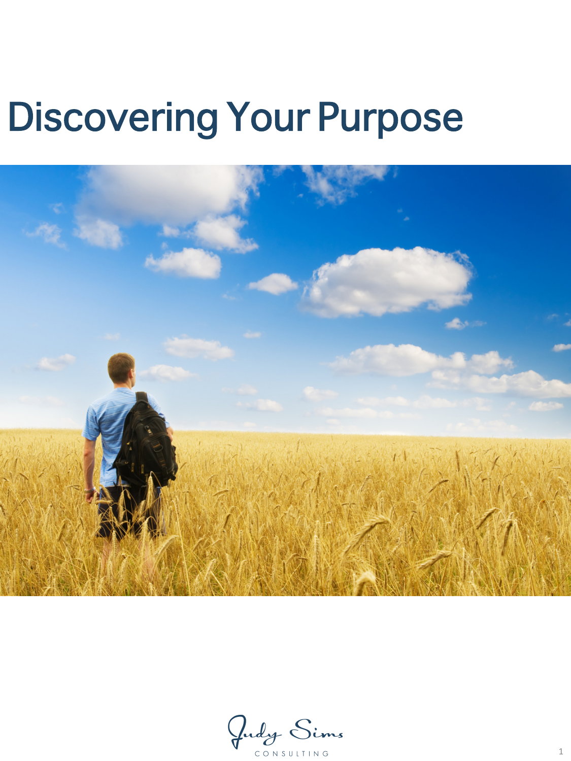# Discovering Your Purpose

Judy Sims
CONSULTING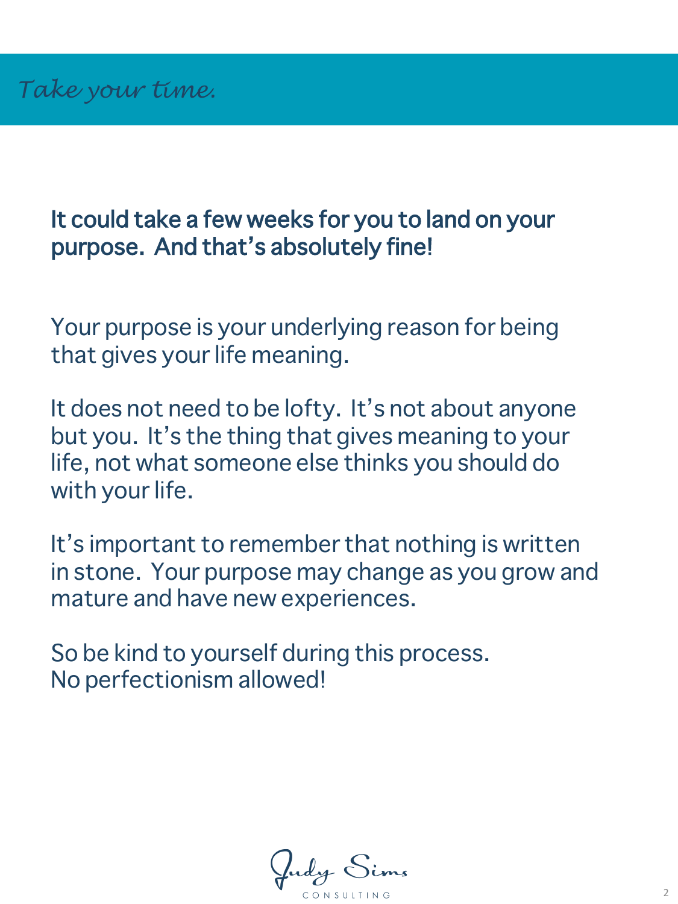# *Take your time.*

**It could take a few weeks for you to land on your purpose. And that's absolutely fine!**

Your purpose is your underlying reason for being that gives your life meaning.

It does not need to be lofty. It's not about anyone but you. It's the thing that gives meaning to your life, not what someone else thinks you should do with your life.

It's important to remember that nothing is written in stone. Your purpose may change as you grow and mature and have new experiences.

So be kind to yourself during this process.
No perfectionism allowed!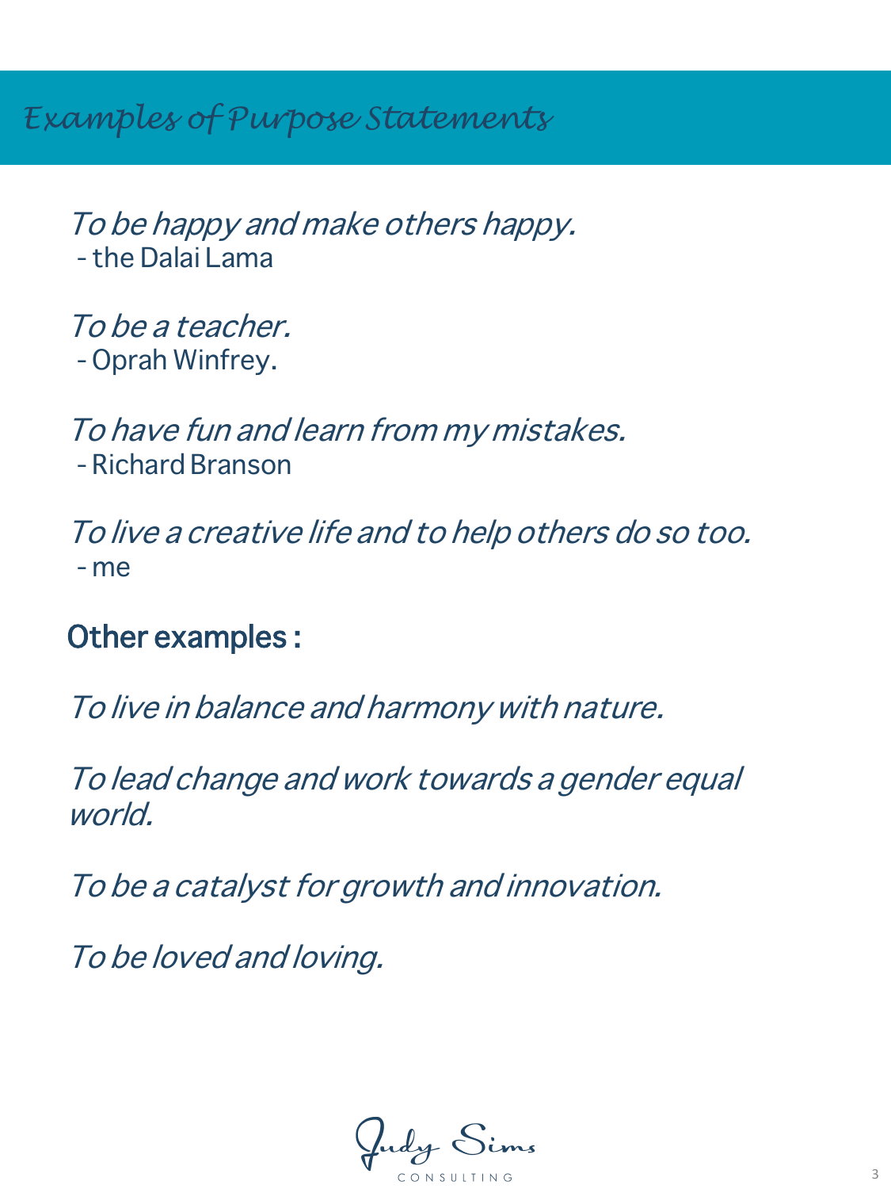# *Examples of Purpose Statements*

*To be happy and make others happy.*
- the Dalai Lama

*To be a teacher.*
- Oprah Winfrey.

*To have fun and learn from my mistakes.*
- Richard Branson

*To live a creative life and to help others do so too.*
- me

## Other examples :

*To live in balance and harmony with nature.*

*To lead change and work towards a gender equal world.*

*To be a catalyst for growth and innovation.*

*To be loved and loving.*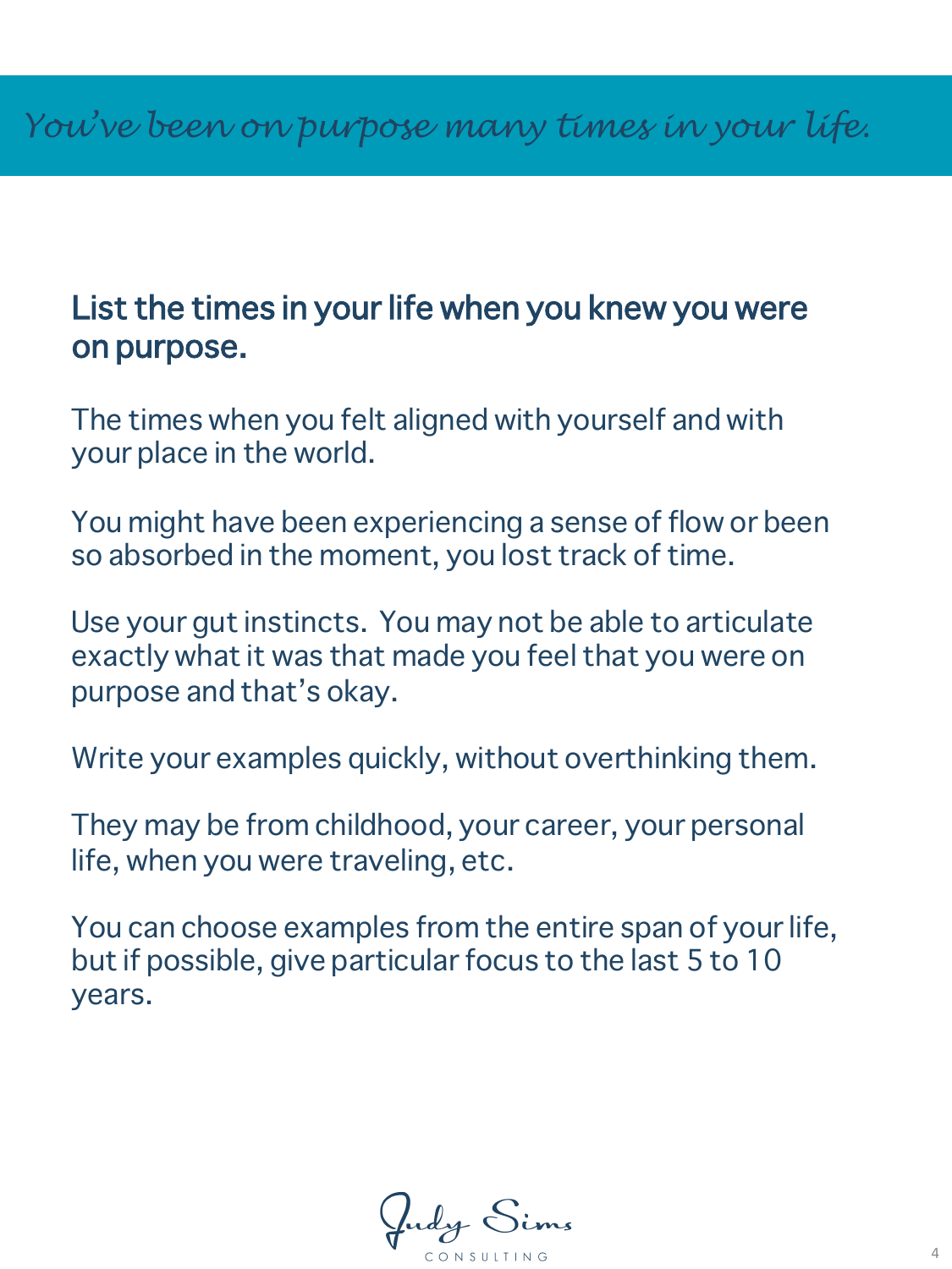*You've been on purpose many times in your life.*

## List the times in your life when you knew you were on purpose.

The times when you felt aligned with yourself and with your place in the world.

You might have been experiencing a sense of flow or been so absorbed in the moment, you lost track of time.

Use your gut instincts. You may not be able to articulate exactly what it was that made you feel that you were on purpose and that's okay.

Write your examples quickly, without overthinking them.

They may be from childhood, your career, your personal life, when you were traveling, etc.

You can choose examples from the entire span of your life, but if possible, give particular focus to the last 5 to 10 years.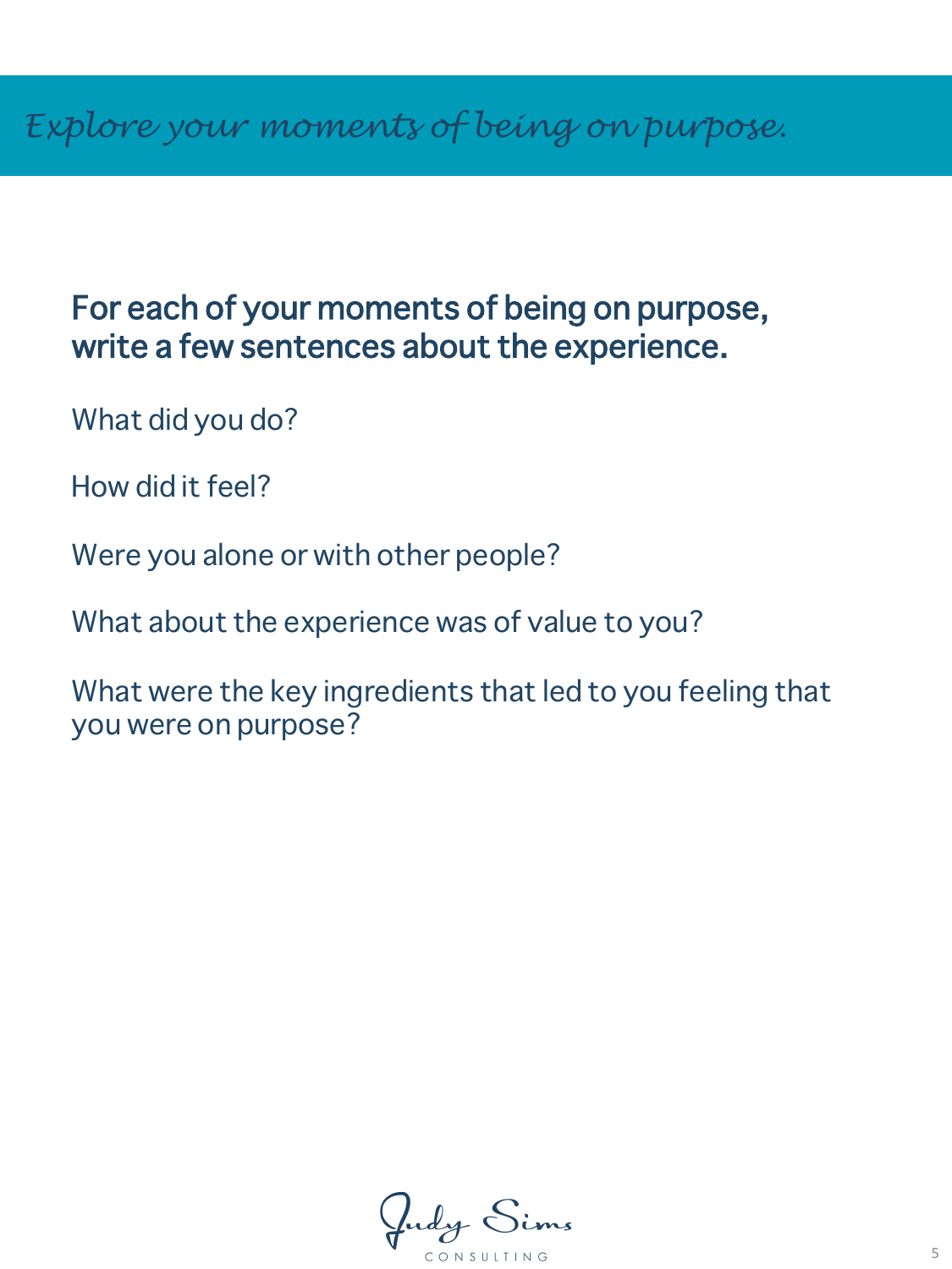# *Explore your moments of being on purpose.*

## For each of your moments of being on purpose, write a few sentences about the experience.

What did you do?

How did it feel?

Were you alone or with other people?

What about the experience was of value to you?

What were the key ingredients that led to you feeling that you were on purpose?

Judy Sims
CONSULTING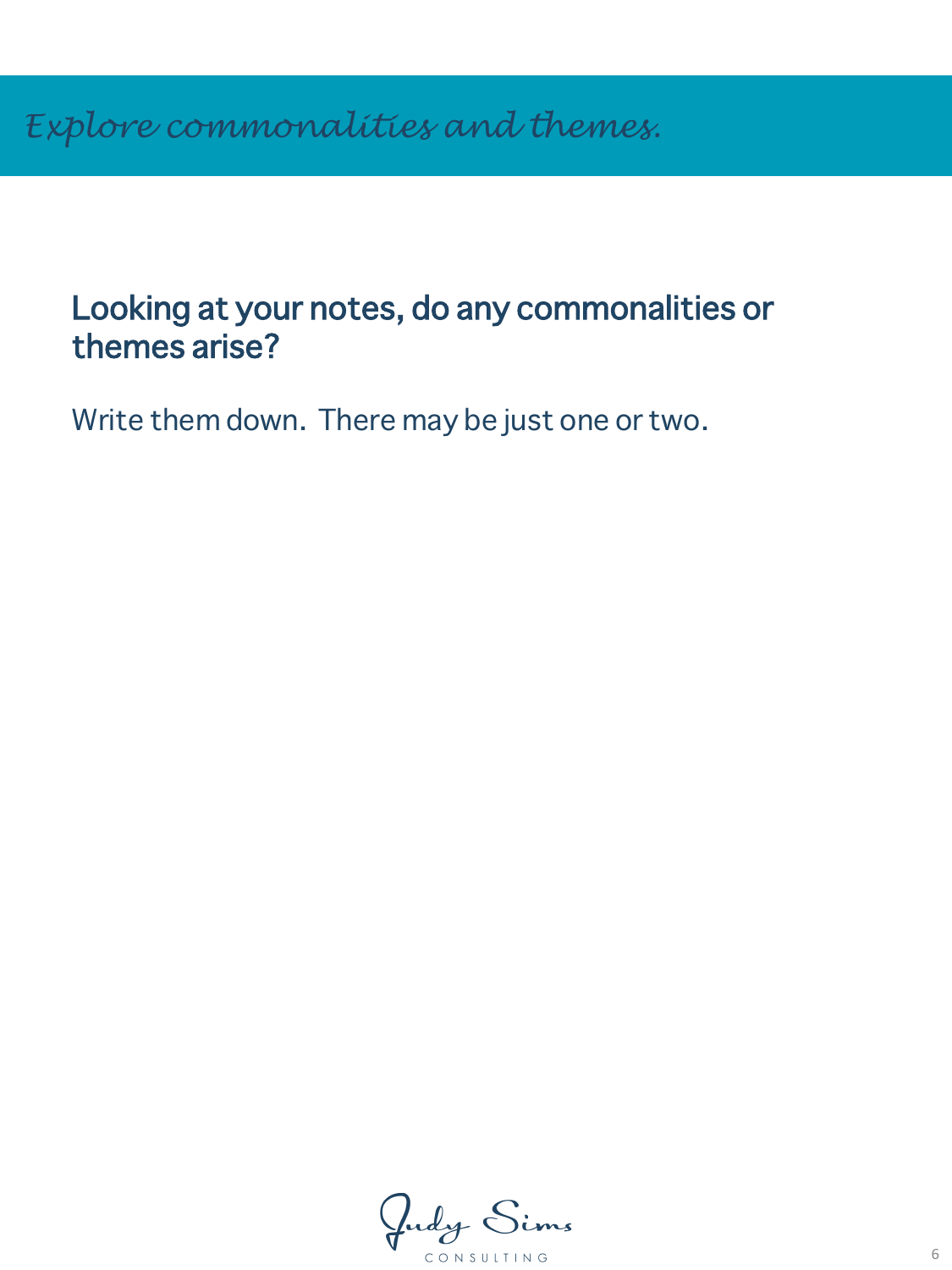# *Explore commonalities and themes.*

## Looking at your notes, do any commonalities or themes arise?

Write them down. There may be just one or two.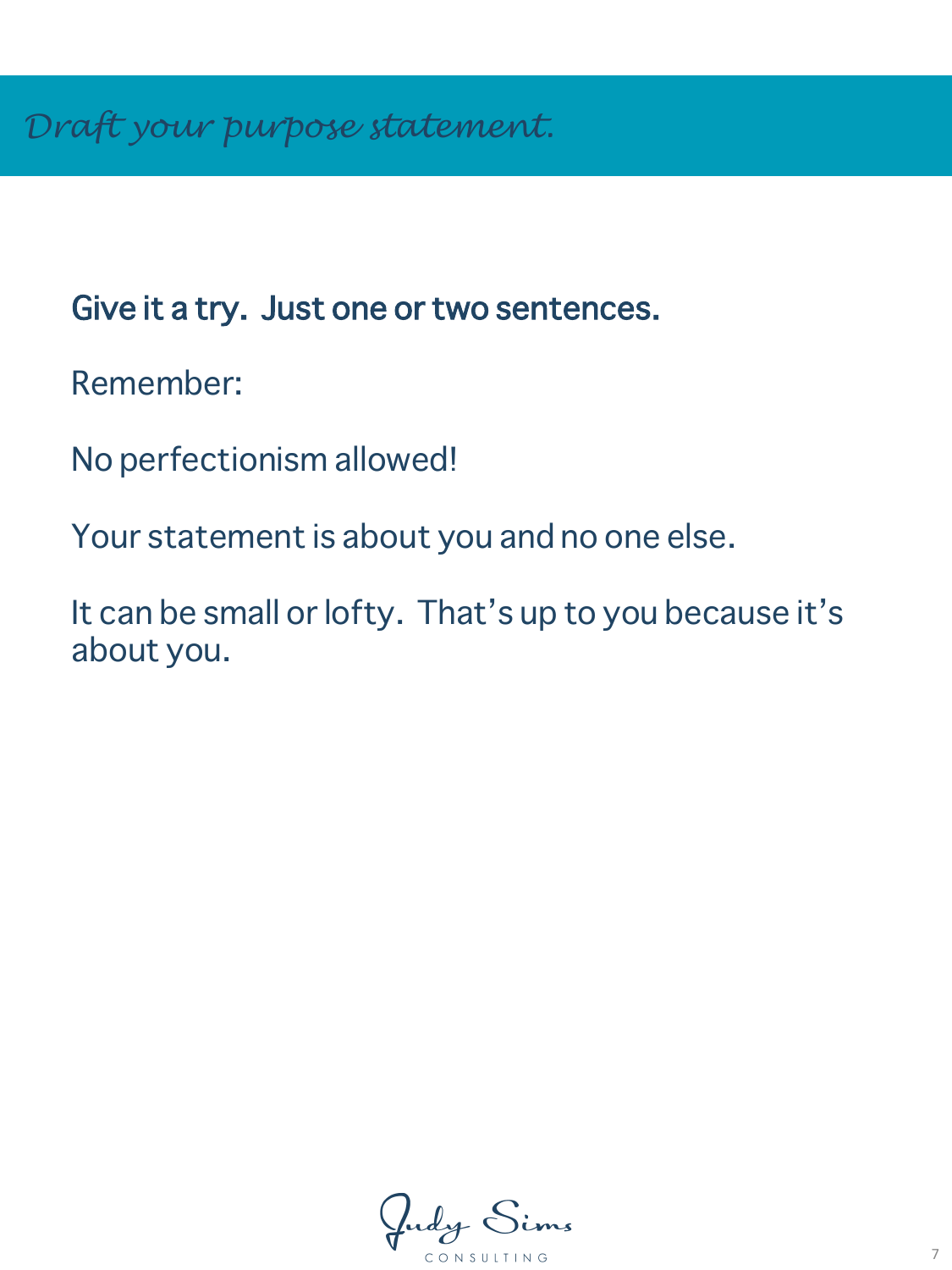# *Draft your purpose statement.*

**Give it a try. Just one or two sentences.**

Remember:

No perfectionism allowed!

Your statement is about you and no one else.

It can be small or lofty. That's up to you because it's about you.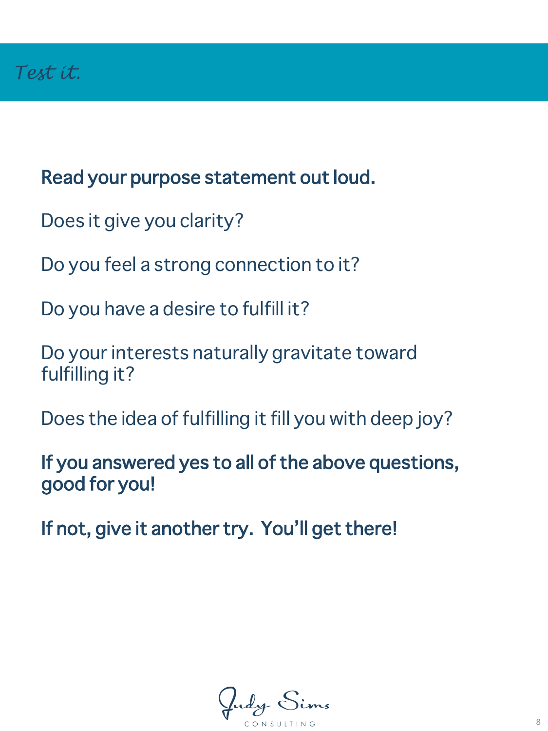# *Test it.*

**Read your purpose statement out loud.**

Does it give you clarity?

Do you feel a strong connection to it?

Do you have a desire to fulfill it?

Do your interests naturally gravitate toward fulfilling it?

Does the idea of fulfilling it fill you with deep joy?

**If you answered yes to all of the above questions, good for you!**

**If not, give it another try. You'll get there!**

Judy Sims
CONSULTING